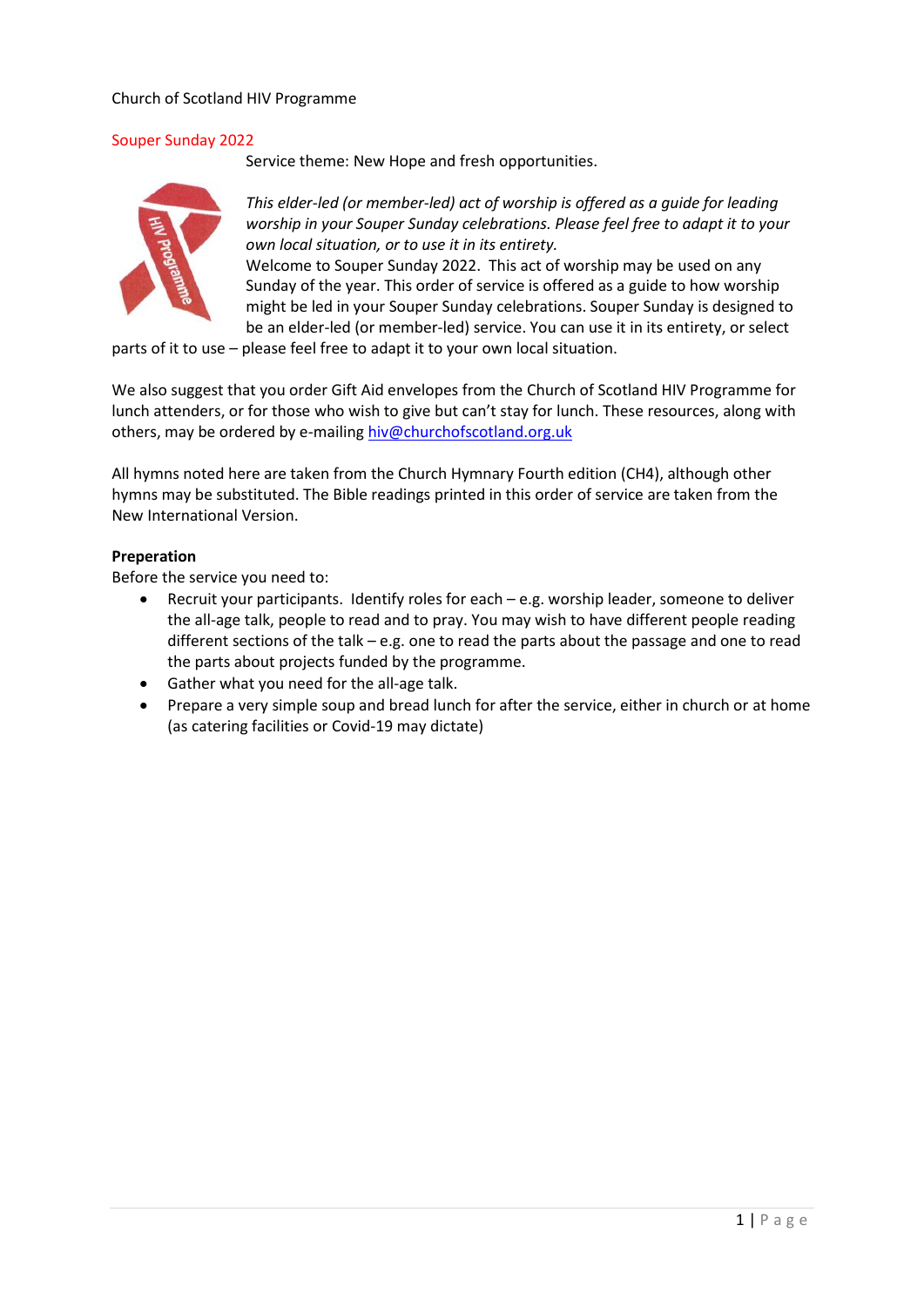Church of Scotland HIV Programme

## Souper Sunday 2022

Service theme: New Hope and fresh opportunities.

*This elder-led (or member-led) act of worship is offered as a guide for leading worship in your Souper Sunday celebrations. Please feel free to adapt it to your own local situation, or to use it in its entirety.*

Welcome to Souper Sunday 2022. This act of worship may be used on any Sunday of the year. This order of service is offered as a guide to how worship might be led in your Souper Sunday celebrations. Souper Sunday is designed to be an elder-led (or member-led) service. You can use it in its entirety, or select parts of it to use – please feel free to adapt it to your own local situation.

We also suggest that you order Gift Aid envelopes from the Church of Scotland HIV Programme for lunch attenders, or for those who wish to give but can't stay for lunch. These resources, along with others, may be ordered by e-mailing hiv@churchofscotland.org.uk

All hymns noted here are taken from the Church Hymnary Fourth edition (CH4), although other hymns may be substituted. The Bible readings printed in this order of service are taken from the New International Version.

**Preperation**

Before the service you need to:

- Recruit your participants. Identify roles for each – e.g. worship leader, someone to deliver the all-age talk, people to read and to pray. You may wish to have different people reading different sections of the talk – e.g. one to read the parts about the passage and one to read the parts about projects funded by the programme.
- Gather what you need for the all-age talk.
- Prepare a very simple soup and bread lunch for after the service, either in church or at home (as catering facilities or Covid-19 may dictate)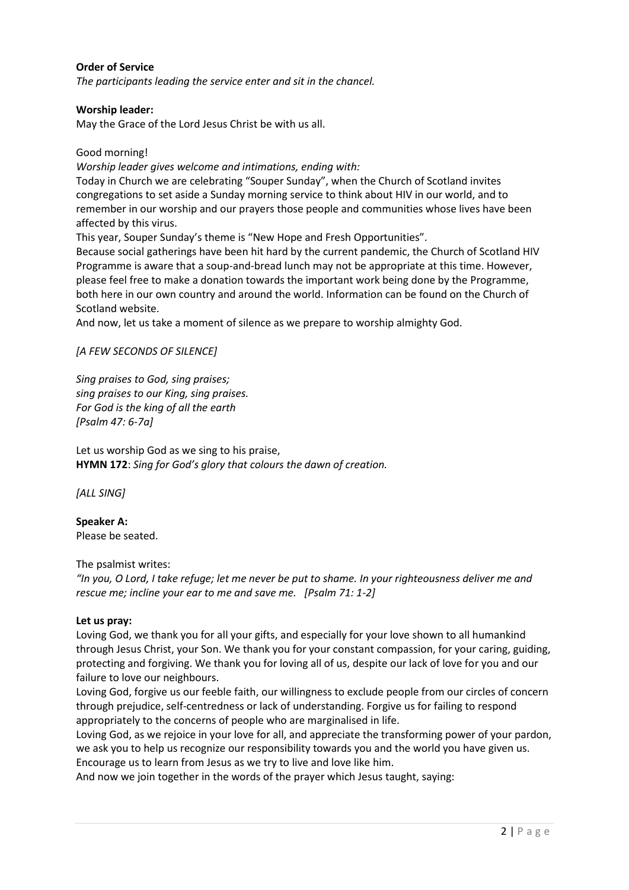**Order of Service**

*The participants leading the service enter and sit in the chancel.*

**Worship leader:**

May the Grace of the Lord Jesus Christ be with us all.

Good morning!

*Worship leader gives welcome and intimations, ending with:*

Today in Church we are celebrating "Souper Sunday", when the Church of Scotland invites congregations to set aside a Sunday morning service to think about HIV in our world, and to remember in our worship and our prayers those people and communities whose lives have been affected by this virus.

This year, Souper Sunday's theme is "New Hope and Fresh Opportunities".

Because social gatherings have been hit hard by the current pandemic, the Church of Scotland HIV Programme is aware that a soup-and-bread lunch may not be appropriate at this time. However, please feel free to make a donation towards the important work being done by the Programme, both here in our own country and around the world. Information can be found on the Church of Scotland website.

And now, let us take a moment of silence as we prepare to worship almighty God.

*[A FEW SECONDS OF SILENCE]*

*Sing praises to God, sing praises;*
*sing praises to our King, sing praises.*
*For God is the king of all the earth*
*[Psalm 47: 6-7a]*

Let us worship God as we sing to his praise,
**HYMN 172**: *Sing for God's glory that colours the dawn of creation.*

*[ALL SING]*

**Speaker A:**

Please be seated.

The psalmist writes:

*"In you, O Lord, I take refuge; let me never be put to shame. In your righteousness deliver me and rescue me; incline your ear to me and save me. [Psalm 71: 1-2]*

**Let us pray:**

Loving God, we thank you for all your gifts, and especially for your love shown to all humankind through Jesus Christ, your Son. We thank you for your constant compassion, for your caring, guiding, protecting and forgiving. We thank you for loving all of us, despite our lack of love for you and our failure to love our neighbours.

Loving God, forgive us our feeble faith, our willingness to exclude people from our circles of concern through prejudice, self-centredness or lack of understanding. Forgive us for failing to respond appropriately to the concerns of people who are marginalised in life.

Loving God, as we rejoice in your love for all, and appreciate the transforming power of your pardon, we ask you to help us recognize our responsibility towards you and the world you have given us. Encourage us to learn from Jesus as we try to live and love like him.

And now we join together in the words of the prayer which Jesus taught, saying: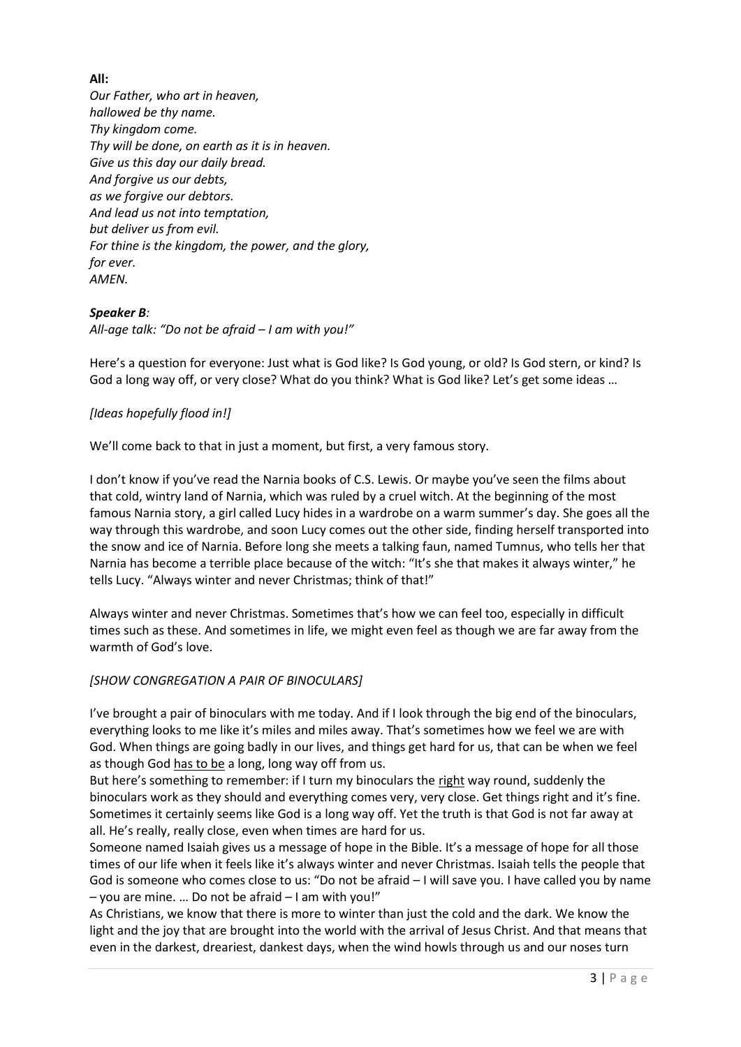**All:**

*Our Father, who art in heaven,*
*hallowed be thy name.*
*Thy kingdom come.*
*Thy will be done, on earth as it is in heaven.*
*Give us this day our daily bread.*
*And forgive us our debts,*
*as we forgive our debtors.*
*And lead us not into temptation,*
*but deliver us from evil.*
*For thine is the kingdom, the power, and the glory,*
*for ever.*
*AMEN.*

***Speaker B****:*

*All-age talk: "Do not be afraid – I am with you!"*

Here's a question for everyone: Just what is God like? Is God young, or old? Is God stern, or kind? Is God a long way off, or very close? What do you think? What is God like? Let's get some ideas …

*[Ideas hopefully flood in!]*

We'll come back to that in just a moment, but first, a very famous story.

I don't know if you've read the Narnia books of C.S. Lewis. Or maybe you've seen the films about that cold, wintry land of Narnia, which was ruled by a cruel witch. At the beginning of the most famous Narnia story, a girl called Lucy hides in a wardrobe on a warm summer's day. She goes all the way through this wardrobe, and soon Lucy comes out the other side, finding herself transported into the snow and ice of Narnia. Before long she meets a talking faun, named Tumnus, who tells her that Narnia has become a terrible place because of the witch: "It's she that makes it always winter," he tells Lucy. "Always winter and never Christmas; think of that!"

Always winter and never Christmas. Sometimes that's how we can feel too, especially in difficult times such as these. And sometimes in life, we might even feel as though we are far away from the warmth of God's love.

*[SHOW CONGREGATION A PAIR OF BINOCULARS]*

I've brought a pair of binoculars with me today. And if I look through the big end of the binoculars, everything looks to me like it's miles and miles away. That's sometimes how we feel we are with God. When things are going badly in our lives, and things get hard for us, that can be when we feel as though God <u>has to be</u> a long, long way off from us.

But here's something to remember: if I turn my binoculars the <u>right</u> way round, suddenly the binoculars work as they should and everything comes very, very close. Get things right and it's fine. Sometimes it certainly seems like God is a long way off. Yet the truth is that God is not far away at all. He's really, really close, even when times are hard for us.

Someone named Isaiah gives us a message of hope in the Bible. It's a message of hope for all those times of our life when it feels like it's always winter and never Christmas. Isaiah tells the people that God is someone who comes close to us: "Do not be afraid – I will save you. I have called you by name – you are mine. … Do not be afraid – I am with you!"

As Christians, we know that there is more to winter than just the cold and the dark. We know the light and the joy that are brought into the world with the arrival of Jesus Christ. And that means that even in the darkest, dreariest, dankest days, when the wind howls through us and our noses turn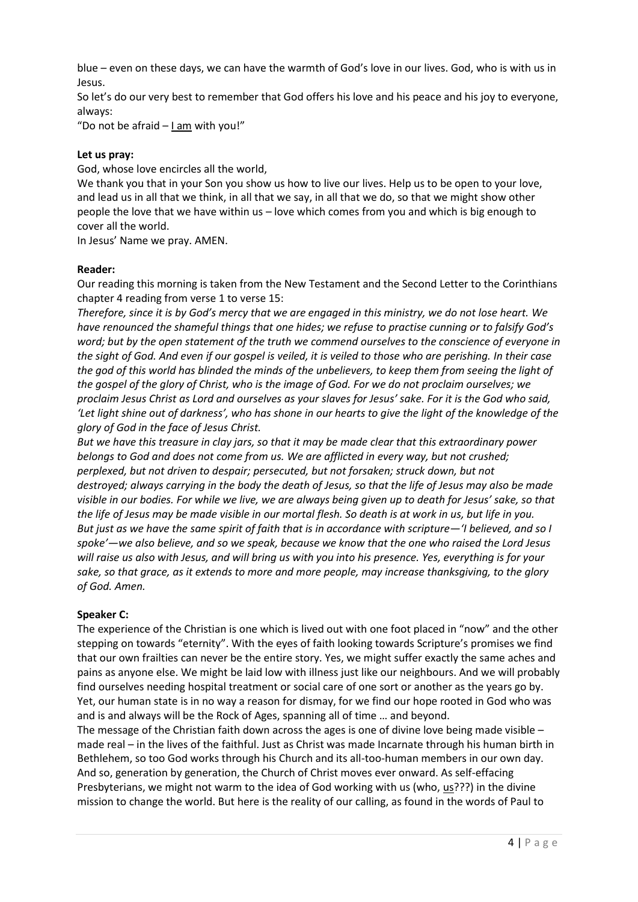blue – even on these days, we can have the warmth of God's love in our lives. God, who is with us in Jesus.

So let's do our very best to remember that God offers his love and his peace and his joy to everyone, always:

"Do not be afraid – <u>I am</u> with you!"

**Let us pray:**

God, whose love encircles all the world,

We thank you that in your Son you show us how to live our lives. Help us to be open to your love, and lead us in all that we think, in all that we say, in all that we do, so that we might show other people the love that we have within us – love which comes from you and which is big enough to cover all the world.

In Jesus' Name we pray. AMEN.

**Reader:**

Our reading this morning is taken from the New Testament and the Second Letter to the Corinthians chapter 4 reading from verse 1 to verse 15:

*Therefore, since it is by God's mercy that we are engaged in this ministry, we do not lose heart. We have renounced the shameful things that one hides; we refuse to practise cunning or to falsify God's word; but by the open statement of the truth we commend ourselves to the conscience of everyone in the sight of God. And even if our gospel is veiled, it is veiled to those who are perishing. In their case the god of this world has blinded the minds of the unbelievers, to keep them from seeing the light of the gospel of the glory of Christ, who is the image of God. For we do not proclaim ourselves; we proclaim Jesus Christ as Lord and ourselves as your slaves for Jesus' sake. For it is the God who said, 'Let light shine out of darkness', who has shone in our hearts to give the light of the knowledge of the glory of God in the face of Jesus Christ.*

*But we have this treasure in clay jars, so that it may be made clear that this extraordinary power belongs to God and does not come from us. We are afflicted in every way, but not crushed; perplexed, but not driven to despair; persecuted, but not forsaken; struck down, but not destroyed; always carrying in the body the death of Jesus, so that the life of Jesus may also be made visible in our bodies. For while we live, we are always being given up to death for Jesus' sake, so that the life of Jesus may be made visible in our mortal flesh. So death is at work in us, but life in you. But just as we have the same spirit of faith that is in accordance with scripture—'I believed, and so I spoke'—we also believe, and so we speak, because we know that the one who raised the Lord Jesus will raise us also with Jesus, and will bring us with you into his presence. Yes, everything is for your sake, so that grace, as it extends to more and more people, may increase thanksgiving, to the glory of God. Amen.*

**Speaker C:**

The experience of the Christian is one which is lived out with one foot placed in "now" and the other stepping on towards "eternity". With the eyes of faith looking towards Scripture's promises we find that our own frailties can never be the entire story. Yes, we might suffer exactly the same aches and pains as anyone else. We might be laid low with illness just like our neighbours. And we will probably find ourselves needing hospital treatment or social care of one sort or another as the years go by. Yet, our human state is in no way a reason for dismay, for we find our hope rooted in God who was and is and always will be the Rock of Ages, spanning all of time … and beyond.

The message of the Christian faith down across the ages is one of divine love being made visible – made real – in the lives of the faithful. Just as Christ was made Incarnate through his human birth in Bethlehem, so too God works through his Church and its all-too-human members in our own day. And so, generation by generation, the Church of Christ moves ever onward. As self-effacing Presbyterians, we might not warm to the idea of God working with us (who, <u>us</u>???) in the divine mission to change the world. But here is the reality of our calling, as found in the words of Paul to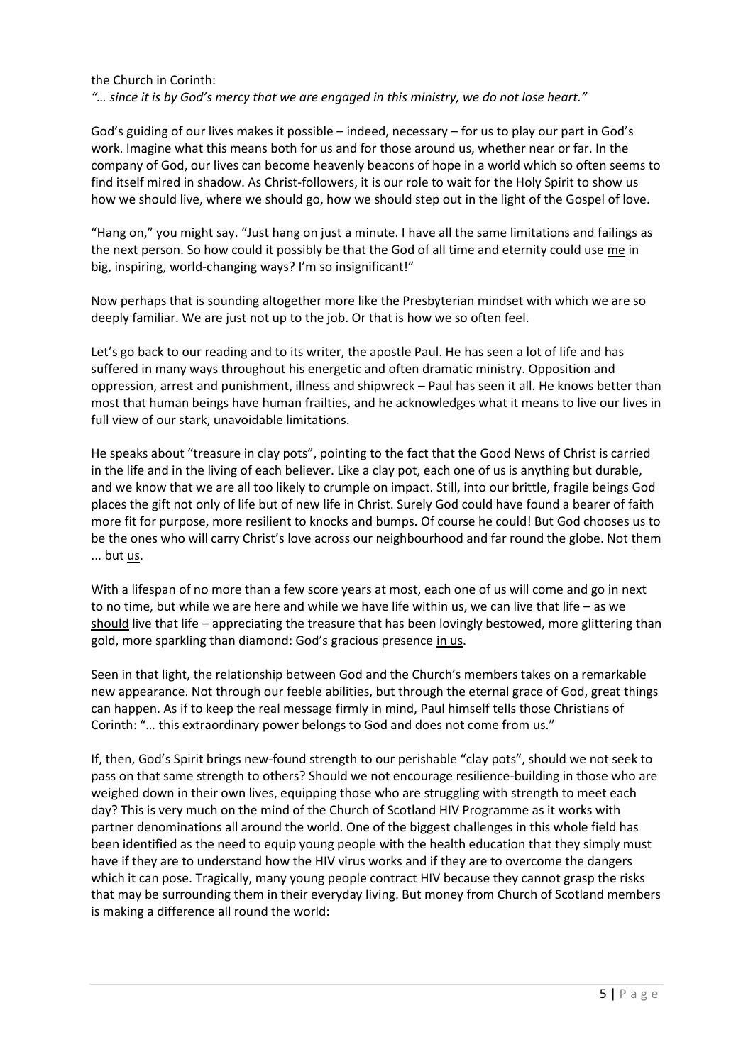the Church in Corinth:

*"… since it is by God's mercy that we are engaged in this ministry, we do not lose heart."*

God's guiding of our lives makes it possible – indeed, necessary – for us to play our part in God's work. Imagine what this means both for us and for those around us, whether near or far. In the company of God, our lives can become heavenly beacons of hope in a world which so often seems to find itself mired in shadow. As Christ-followers, it is our role to wait for the Holy Spirit to show us how we should live, where we should go, how we should step out in the light of the Gospel of love.

"Hang on," you might say. "Just hang on just a minute. I have all the same limitations and failings as the next person. So how could it possibly be that the God of all time and eternity could use <u>me</u> in big, inspiring, world-changing ways? I'm so insignificant!"

Now perhaps that is sounding altogether more like the Presbyterian mindset with which we are so deeply familiar. We are just not up to the job. Or that is how we so often feel.

Let's go back to our reading and to its writer, the apostle Paul. He has seen a lot of life and has suffered in many ways throughout his energetic and often dramatic ministry. Opposition and oppression, arrest and punishment, illness and shipwreck – Paul has seen it all. He knows better than most that human beings have human frailties, and he acknowledges what it means to live our lives in full view of our stark, unavoidable limitations.

He speaks about "treasure in clay pots", pointing to the fact that the Good News of Christ is carried in the life and in the living of each believer. Like a clay pot, each one of us is anything but durable, and we know that we are all too likely to crumple on impact. Still, into our brittle, fragile beings God places the gift not only of life but of new life in Christ. Surely God could have found a bearer of faith more fit for purpose, more resilient to knocks and bumps. Of course he could! But God chooses <u>us</u> to be the ones who will carry Christ's love across our neighbourhood and far round the globe. Not <u>them</u> ... but <u>us</u>.

With a lifespan of no more than a few score years at most, each one of us will come and go in next to no time, but while we are here and while we have life within us, we can live that life – as we <u>should</u> live that life – appreciating the treasure that has been lovingly bestowed, more glittering than gold, more sparkling than diamond: God's gracious presence <u>in us</u>.

Seen in that light, the relationship between God and the Church's members takes on a remarkable new appearance. Not through our feeble abilities, but through the eternal grace of God, great things can happen. As if to keep the real message firmly in mind, Paul himself tells those Christians of Corinth: "… this extraordinary power belongs to God and does not come from us."

If, then, God's Spirit brings new-found strength to our perishable "clay pots", should we not seek to pass on that same strength to others? Should we not encourage resilience-building in those who are weighed down in their own lives, equipping those who are struggling with strength to meet each day? This is very much on the mind of the Church of Scotland HIV Programme as it works with partner denominations all around the world. One of the biggest challenges in this whole field has been identified as the need to equip young people with the health education that they simply must have if they are to understand how the HIV virus works and if they are to overcome the dangers which it can pose. Tragically, many young people contract HIV because they cannot grasp the risks that may be surrounding them in their everyday living. But money from Church of Scotland members is making a difference all round the world: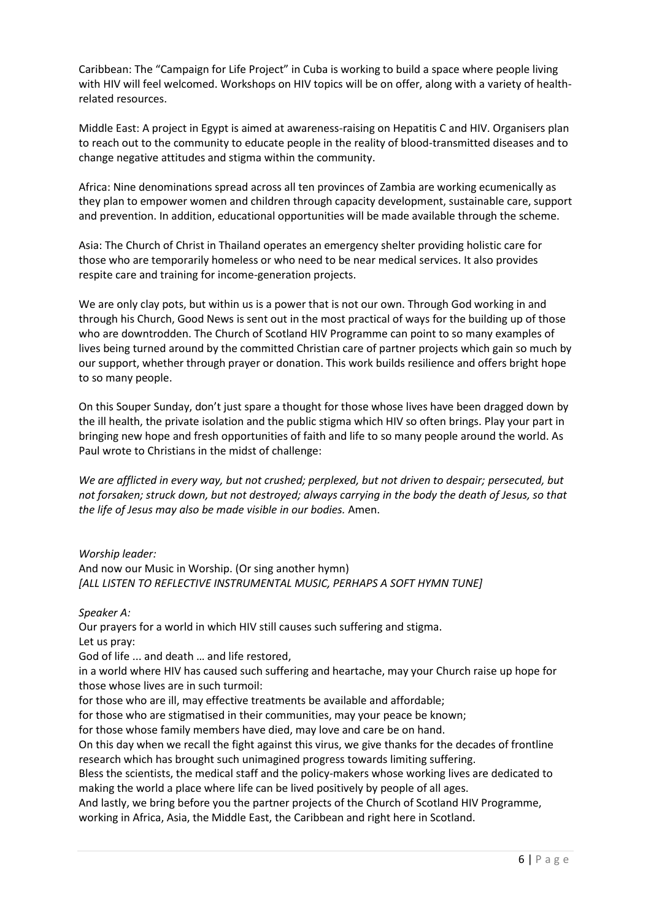Caribbean: The "Campaign for Life Project" in Cuba is working to build a space where people living with HIV will feel welcomed. Workshops on HIV topics will be on offer, along with a variety of health-related resources.

Middle East: A project in Egypt is aimed at awareness-raising on Hepatitis C and HIV. Organisers plan to reach out to the community to educate people in the reality of blood-transmitted diseases and to change negative attitudes and stigma within the community.

Africa: Nine denominations spread across all ten provinces of Zambia are working ecumenically as they plan to empower women and children through capacity development, sustainable care, support and prevention. In addition, educational opportunities will be made available through the scheme.

Asia: The Church of Christ in Thailand operates an emergency shelter providing holistic care for those who are temporarily homeless or who need to be near medical services. It also provides respite care and training for income-generation projects.

We are only clay pots, but within us is a power that is not our own. Through God working in and through his Church, Good News is sent out in the most practical of ways for the building up of those who are downtrodden. The Church of Scotland HIV Programme can point to so many examples of lives being turned around by the committed Christian care of partner projects which gain so much by our support, whether through prayer or donation. This work builds resilience and offers bright hope to so many people.

On this Souper Sunday, don't just spare a thought for those whose lives have been dragged down by the ill health, the private isolation and the public stigma which HIV so often brings. Play your part in bringing new hope and fresh opportunities of faith and life to so many people around the world. As Paul wrote to Christians in the midst of challenge:

*We are afflicted in every way, but not crushed; perplexed, but not driven to despair; persecuted, but not forsaken; struck down, but not destroyed; always carrying in the body the death of Jesus, so that the life of Jesus may also be made visible in our bodies.* Amen.

*Worship leader:*
And now our Music in Worship. (Or sing another hymn)
*[ALL LISTEN TO REFLECTIVE INSTRUMENTAL MUSIC, PERHAPS A SOFT HYMN TUNE]*

*Speaker A:*
Our prayers for a world in which HIV still causes such suffering and stigma.
Let us pray:
God of life ... and death … and life restored,
in a world where HIV has caused such suffering and heartache, may your Church raise up hope for those whose lives are in such turmoil:
for those who are ill, may effective treatments be available and affordable;
for those who are stigmatised in their communities, may your peace be known;
for those whose family members have died, may love and care be on hand.
On this day when we recall the fight against this virus, we give thanks for the decades of frontline research which has brought such unimagined progress towards limiting suffering.
Bless the scientists, the medical staff and the policy-makers whose working lives are dedicated to making the world a place where life can be lived positively by people of all ages.
And lastly, we bring before you the partner projects of the Church of Scotland HIV Programme, working in Africa, Asia, the Middle East, the Caribbean and right here in Scotland.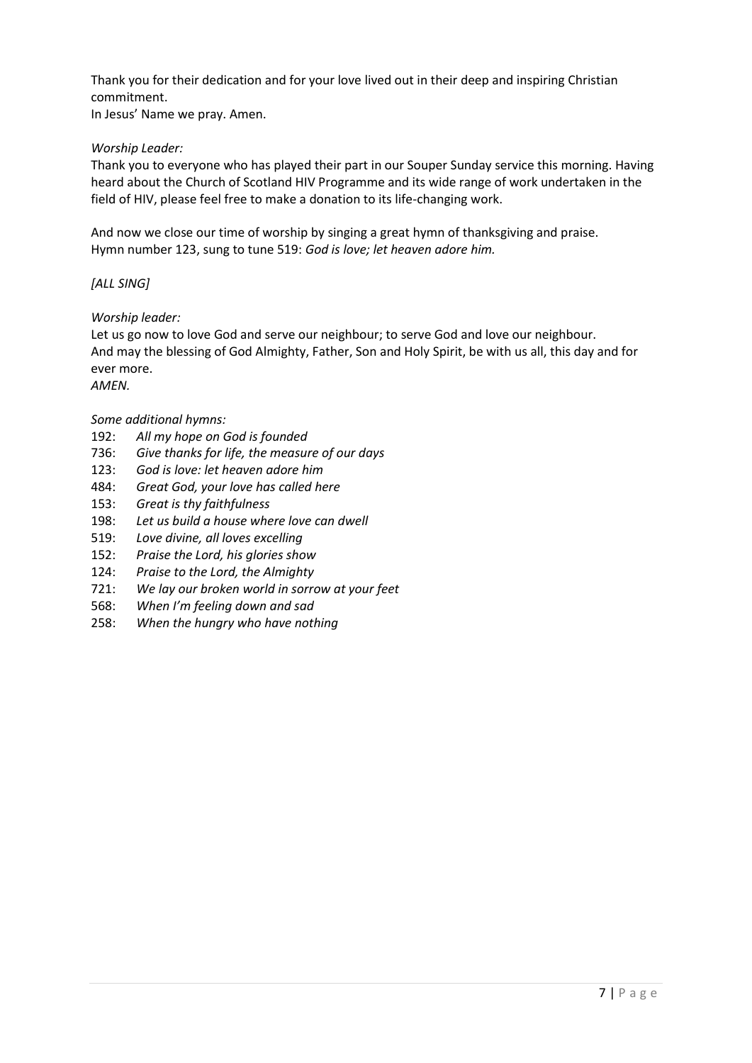Thank you for their dedication and for your love lived out in their deep and inspiring Christian commitment.
In Jesus' Name we pray. Amen.

*Worship Leader:*
Thank you to everyone who has played their part in our Souper Sunday service this morning. Having heard about the Church of Scotland HIV Programme and its wide range of work undertaken in the field of HIV, please feel free to make a donation to its life-changing work.

And now we close our time of worship by singing a great hymn of thanksgiving and praise.
Hymn number 123, sung to tune 519: *God is love; let heaven adore him.*

*[ALL SING]*

*Worship leader:*
Let us go now to love God and serve our neighbour; to serve God and love our neighbour.
And may the blessing of God Almighty, Father, Son and Holy Spirit, be with us all, this day and for ever more.
*AMEN.*

*Some additional hymns:*

192: *All my hope on God is founded*
736: *Give thanks for life, the measure of our days*
123: *God is love: let heaven adore him*
484: *Great God, your love has called here*
153: *Great is thy faithfulness*
198: *Let us build a house where love can dwell*
519: *Love divine, all loves excelling*
152: *Praise the Lord, his glories show*
124: *Praise to the Lord, the Almighty*
721: *We lay our broken world in sorrow at your feet*
568: *When I'm feeling down and sad*
258: *When the hungry who have nothing*